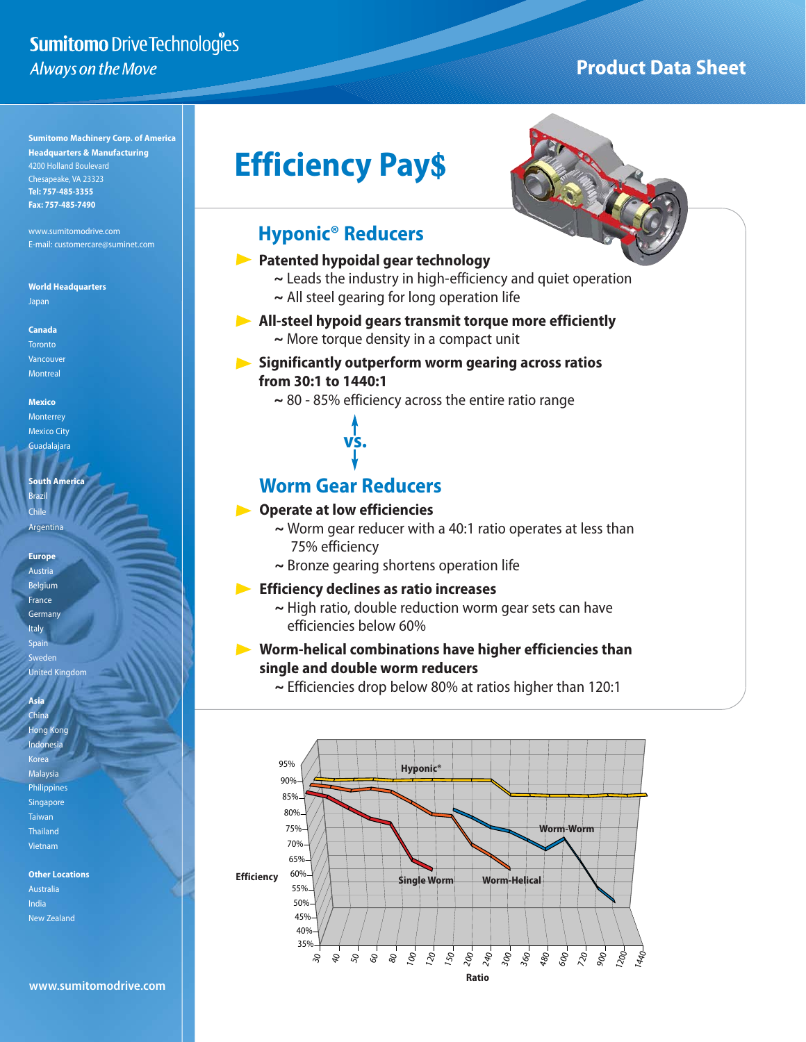**Sumitomo Drive Technologies**
*Always on the Move*

**Product Data Sheet**

**Sumitomo Machinery Corp. of America**
**Headquarters & Manufacturing**
4200 Holland Boulevard
Chesapeake, VA 23323
**Tel: 757-485-3355**
**Fax: 757-485-7490**

www.sumitomodrive.com
E-mail: customercare@suminet.com

**World Headquarters**
Japan

**Canada**
Toronto
Vancouver
Montreal

**Mexico**
Monterrey
Mexico City
Guadalajara

**South America**
Brazil
Chile
Argentina

**Europe**
Austria
Belgium
France
Germany
Italy
Spain
Sweden
United Kingdom

**Asia**
China
Hong Kong
Indonesia
Korea
Malaysia
Philippines
Singapore
Taiwan
Thailand
Vietnam

**Other Locations**
Australia
India
New Zealand

**www.sumitomodrive.com**

# Efficiency Pay$

## Hyponic® Reducers

- **Patented hypoidal gear technology**
  - ~ Leads the industry in high-efficiency and quiet operation
  - ~ All steel gearing for long operation life
- **All-steel hypoid gears transmit torque more efficiently**
  - ~ More torque density in a compact unit
- **Significantly outperform worm gearing across ratios from 30:1 to 1440:1**
  - ~ 80 - 85% efficiency across the entire ratio range

**vs.**

## Worm Gear Reducers

- **Operate at low efficiencies**
  - ~ Worm gear reducer with a 40:1 ratio operates at less than 75% efficiency
  - ~ Bronze gearing shortens operation life
- **Efficiency declines as ratio increases**
  - ~ High ratio, double reduction worm gear sets can have efficiencies below 60%
- **Worm-helical combinations have higher efficiencies than single and double worm reducers**
  - ~ Efficiencies drop below 80% at ratios higher than 120:1

Efficiency (35%–95%) vs. Ratio (30–1440): Hyponic®, Single Worm, Worm-Helical, Worm-Worm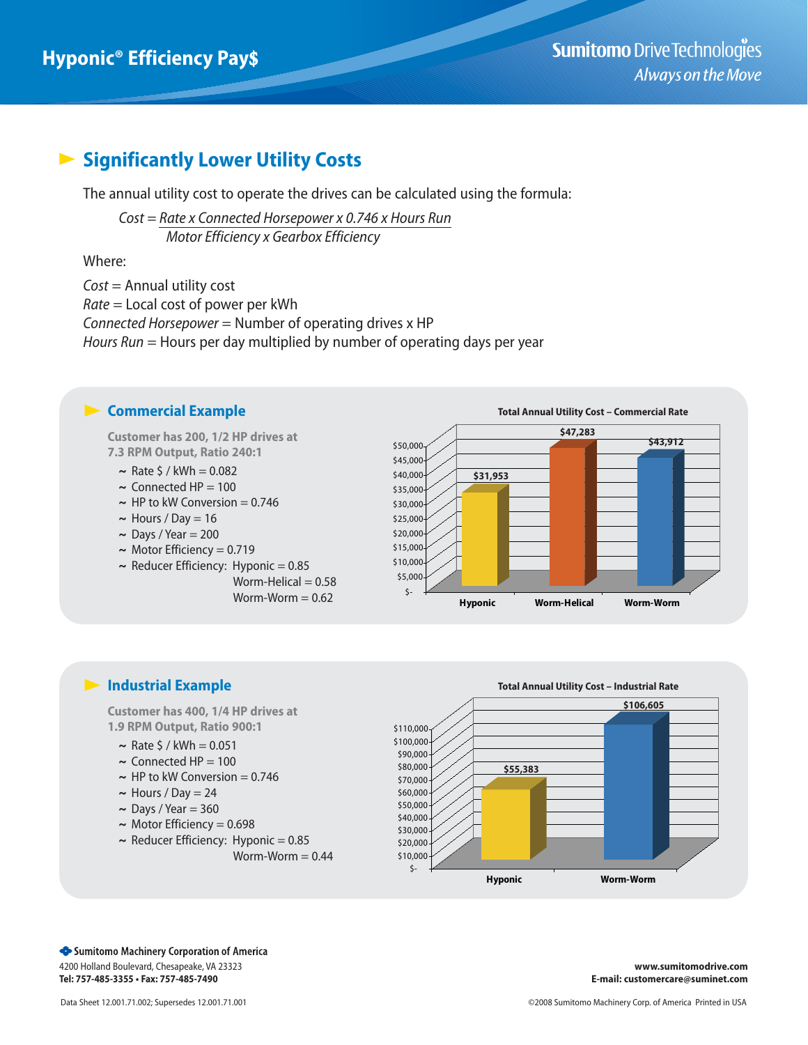Hyponic® Efficiency Pay$

Sumitomo Drive Technologies
*Always on the Move*

## Significantly Lower Utility Costs

The annual utility cost to operate the drives can be calculated using the formula:

$$Cost = \frac{Rate \times Connected\ Horsepower \times 0.746 \times Hours\ Run}{Motor\ Efficiency \times Gearbox\ Efficiency}$$

Where:

*Cost* = Annual utility cost
*Rate* = Local cost of power per kWh
*Connected Horsepower* = Number of operating drives x HP
*Hours Run* = Hours per day multiplied by number of operating days per year

### Commercial Example

**Customer has 200, 1/2 HP drives at 7.3 RPM Output, Ratio 240:1**

- ~ Rate $ / kWh = 0.082
- ~ Connected HP = 100
- ~ HP to kW Conversion = 0.746
- ~ Hours / Day = 16
- ~ Days / Year = 200
- ~ Motor Efficiency = 0.719
- ~ Reducer Efficiency: Hyponic = 0.85
  Worm-Helical = 0.58
  Worm-Worm = 0.62

**Total Annual Utility Cost – Commercial Rate**

$50,000
$45,000
$40,000
$35,000
$30,000
$25,000
$20,000
$15,000
$10,000
$5,000
$-

$31,953
$47,283
$43,912

Hyponic
Worm-Helical
Worm-Worm

### Industrial Example

**Customer has 400, 1/4 HP drives at 1.9 RPM Output, Ratio 900:1**

- ~ Rate $ / kWh = 0.051
- ~ Connected HP = 100
- ~ HP to kW Conversion = 0.746
- ~ Hours / Day = 24
- ~ Days / Year = 360
- ~ Motor Efficiency = 0.698
- ~ Reducer Efficiency: Hyponic = 0.85
  Worm-Worm = 0.44

**Total Annual Utility Cost – Industrial Rate**

$110,000
$100,000
$90,000
$80,000
$70,000
$60,000
$50,000
$40,000
$30,000
$20,000
$10,000
$-

$55,383
$106,605

Hyponic
Worm-Worm

**Sumitomo Machinery Corporation of America**
4200 Holland Boulevard, Chesapeake, VA 23323
**Tel: 757-485-3355 • Fax: 757-485-7490**

**www.sumitomodrive.com**
**E-mail: customercare@suminet.com**

Data Sheet 12.001.71.002; Supersedes 12.001.71.001

©2008 Sumitomo Machinery Corp. of America Printed in USA